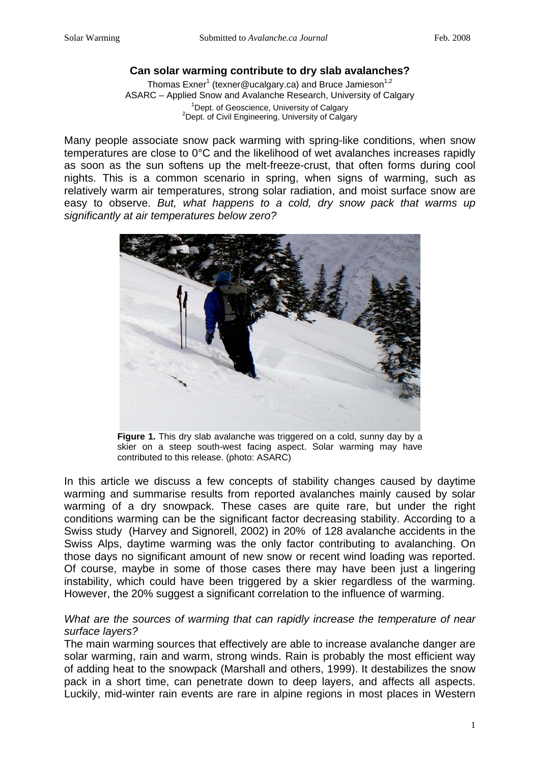# Can solar warming contribute to dry slab avalanches?

Thomas Exner[1] (texner@ucalgary.ca) and Bruce Jamieson[1,2]
ASARC – Applied Snow and Avalanche Research, University of Calgary
[1]Dept. of Geoscience, University of Calgary
[2]Dept. of Civil Engineering, University of Calgary

Many people associate snow pack warming with spring-like conditions, when snow temperatures are close to 0°C and the likelihood of wet avalanches increases rapidly as soon as the sun softens up the melt-freeze-crust, that often forms during cool nights. This is a common scenario in spring, when signs of warming, such as relatively warm air temperatures, strong solar radiation, and moist surface snow are easy to observe. *But, what happens to a cold, dry snow pack that warms up significantly at air temperatures below zero?*

**Figure 1.** This dry slab avalanche was triggered on a cold, sunny day by a skier on a steep south-west facing aspect. Solar warming may have contributed to this release. (photo: ASARC)

In this article we discuss a few concepts of stability changes caused by daytime warming and summarise results from reported avalanches mainly caused by solar warming of a dry snowpack. These cases are quite rare, but under the right conditions warming can be the significant factor decreasing stability. According to a Swiss study (Harvey and Signorell, 2002) in 20% of 128 avalanche accidents in the Swiss Alps, daytime warming was the only factor contributing to avalanching. On those days no significant amount of new snow or recent wind loading was reported. Of course, maybe in some of those cases there may have been just a lingering instability, which could have been triggered by a skier regardless of the warming. However, the 20% suggest a significant correlation to the influence of warming.

*What are the sources of warming that can rapidly increase the temperature of near surface layers?*

The main warming sources that effectively are able to increase avalanche danger are solar warming, rain and warm, strong winds. Rain is probably the most efficient way of adding heat to the snowpack (Marshall and others, 1999). It destabilizes the snow pack in a short time, can penetrate down to deep layers, and affects all aspects. Luckily, mid-winter rain events are rare in alpine regions in most places in Western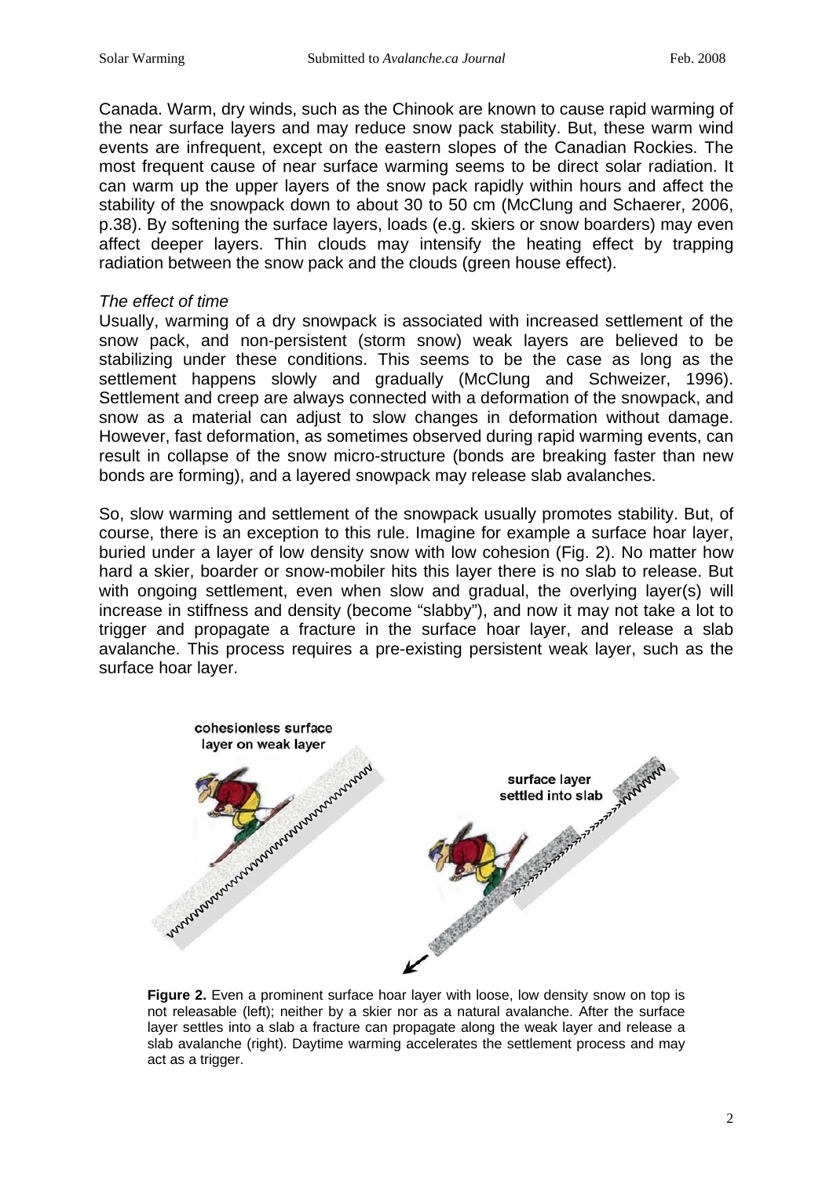Canada. Warm, dry winds, such as the Chinook are known to cause rapid warming of the near surface layers and may reduce snow pack stability. But, these warm wind events are infrequent, except on the eastern slopes of the Canadian Rockies. The most frequent cause of near surface warming seems to be direct solar radiation. It can warm up the upper layers of the snow pack rapidly within hours and affect the stability of the snowpack down to about 30 to 50 cm (McClung and Schaerer, 2006, p.38). By softening the surface layers, loads (e.g. skiers or snow boarders) may even affect deeper layers. Thin clouds may intensify the heating effect by trapping radiation between the snow pack and the clouds (green house effect).

*The effect of time*

Usually, warming of a dry snowpack is associated with increased settlement of the snow pack, and non-persistent (storm snow) weak layers are believed to be stabilizing under these conditions. This seems to be the case as long as the settlement happens slowly and gradually (McClung and Schweizer, 1996). Settlement and creep are always connected with a deformation of the snowpack, and snow as a material can adjust to slow changes in deformation without damage. However, fast deformation, as sometimes observed during rapid warming events, can result in collapse of the snow micro-structure (bonds are breaking faster than new bonds are forming), and a layered snowpack may release slab avalanches.

So, slow warming and settlement of the snowpack usually promotes stability. But, of course, there is an exception to this rule. Imagine for example a surface hoar layer, buried under a layer of low density snow with low cohesion (Fig. 2). No matter how hard a skier, boarder or snow-mobiler hits this layer there is no slab to release. But with ongoing settlement, even when slow and gradual, the overlying layer(s) will increase in stiffness and density (become "slabby"), and now it may not take a lot to trigger and propagate a fracture in the surface hoar layer, and release a slab avalanche. This process requires a pre-existing persistent weak layer, such as the surface hoar layer.

**Figure 2.** Even a prominent surface hoar layer with loose, low density snow on top is not releasable (left); neither by a skier nor as a natural avalanche. After the surface layer settles into a slab a fracture can propagate along the weak layer and release a slab avalanche (right). Daytime warming accelerates the settlement process and may act as a trigger.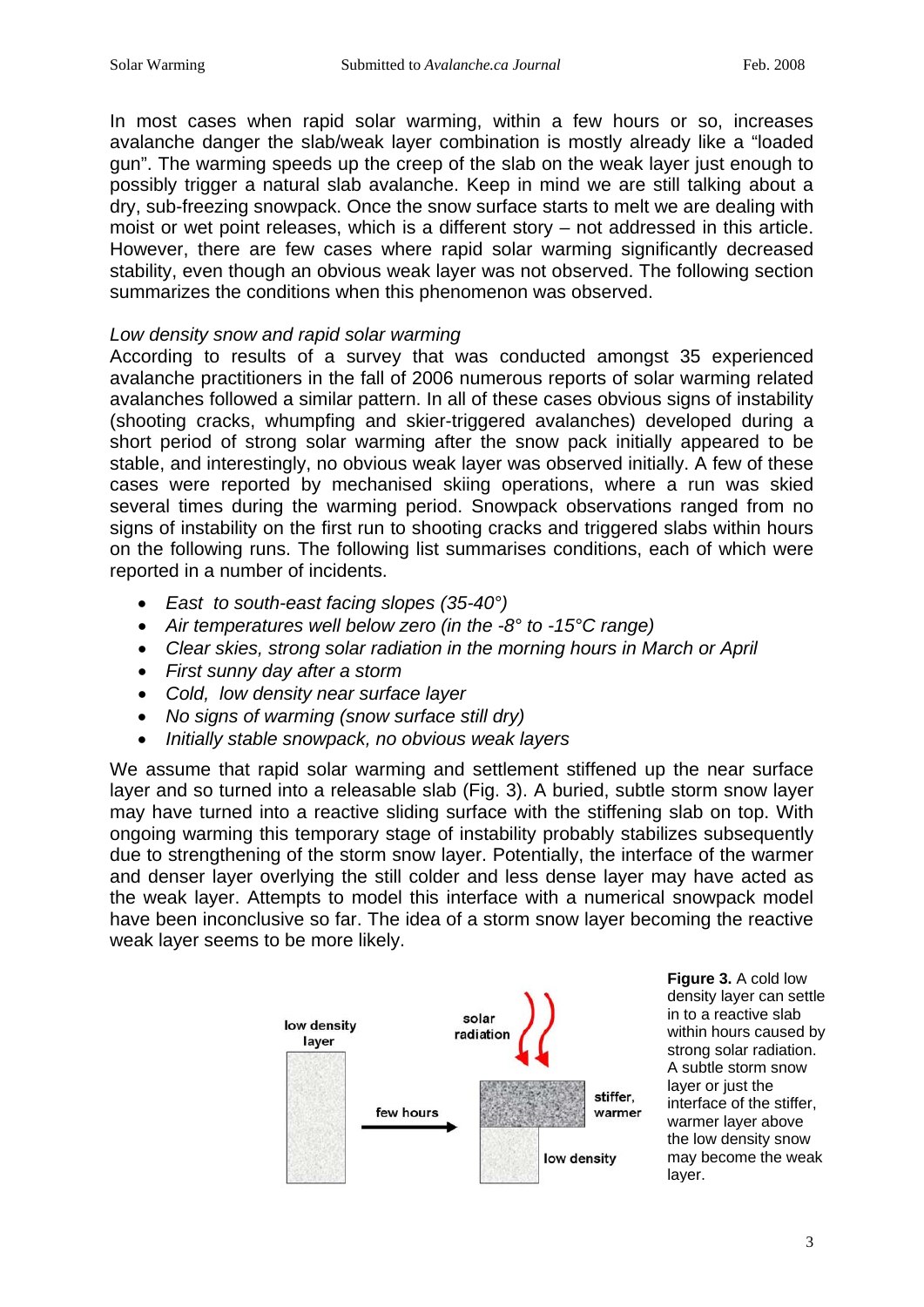In most cases when rapid solar warming, within a few hours or so, increases avalanche danger the slab/weak layer combination is mostly already like a "loaded gun". The warming speeds up the creep of the slab on the weak layer just enough to possibly trigger a natural slab avalanche. Keep in mind we are still talking about a dry, sub-freezing snowpack. Once the snow surface starts to melt we are dealing with moist or wet point releases, which is a different story – not addressed in this article. However, there are few cases where rapid solar warming significantly decreased stability, even though an obvious weak layer was not observed. The following section summarizes the conditions when this phenomenon was observed.

*Low density snow and rapid solar warming*

According to results of a survey that was conducted amongst 35 experienced avalanche practitioners in the fall of 2006 numerous reports of solar warming related avalanches followed a similar pattern. In all of these cases obvious signs of instability (shooting cracks, whumpfing and skier-triggered avalanches) developed during a short period of strong solar warming after the snow pack initially appeared to be stable, and interestingly, no obvious weak layer was observed initially. A few of these cases were reported by mechanised skiing operations, where a run was skied several times during the warming period. Snowpack observations ranged from no signs of instability on the first run to shooting cracks and triggered slabs within hours on the following runs. The following list summarises conditions, each of which were reported in a number of incidents.

- *East to south-east facing slopes (35-40°)*
- *Air temperatures well below zero (in the -8° to -15°C range)*
- *Clear skies, strong solar radiation in the morning hours in March or April*
- *First sunny day after a storm*
- *Cold, low density near surface layer*
- *No signs of warming (snow surface still dry)*
- *Initially stable snowpack, no obvious weak layers*

We assume that rapid solar warming and settlement stiffened up the near surface layer and so turned into a releasable slab (Fig. 3). A buried, subtle storm snow layer may have turned into a reactive sliding surface with the stiffening slab on top. With ongoing warming this temporary stage of instability probably stabilizes subsequently due to strengthening of the storm snow layer. Potentially, the interface of the warmer and denser layer overlying the still colder and less dense layer may have acted as the weak layer. Attempts to model this interface with a numerical snowpack model have been inconclusive so far. The idea of a storm snow layer becoming the reactive weak layer seems to be more likely.

**Figure 3.** A cold low density layer can settle in to a reactive slab within hours caused by strong solar radiation. A subtle storm snow layer or just the interface of the stiffer, warmer layer above the low density snow may become the weak layer.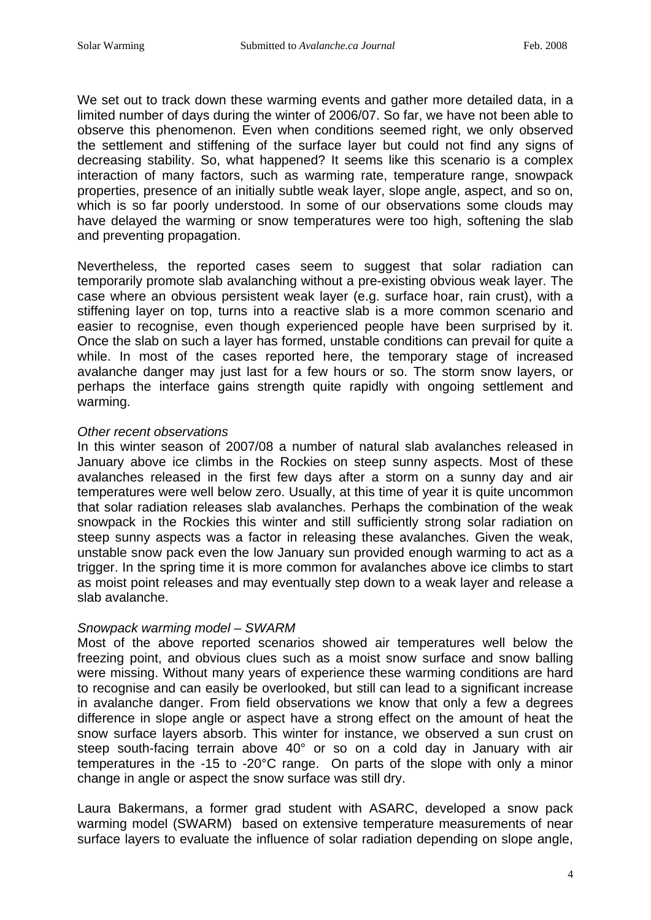We set out to track down these warming events and gather more detailed data, in a limited number of days during the winter of 2006/07. So far, we have not been able to observe this phenomenon. Even when conditions seemed right, we only observed the settlement and stiffening of the surface layer but could not find any signs of decreasing stability. So, what happened? It seems like this scenario is a complex interaction of many factors, such as warming rate, temperature range, snowpack properties, presence of an initially subtle weak layer, slope angle, aspect, and so on, which is so far poorly understood. In some of our observations some clouds may have delayed the warming or snow temperatures were too high, softening the slab and preventing propagation.

Nevertheless, the reported cases seem to suggest that solar radiation can temporarily promote slab avalanching without a pre-existing obvious weak layer. The case where an obvious persistent weak layer (e.g. surface hoar, rain crust), with a stiffening layer on top, turns into a reactive slab is a more common scenario and easier to recognise, even though experienced people have been surprised by it. Once the slab on such a layer has formed, unstable conditions can prevail for quite a while. In most of the cases reported here, the temporary stage of increased avalanche danger may just last for a few hours or so. The storm snow layers, or perhaps the interface gains strength quite rapidly with ongoing settlement and warming.

*Other recent observations*

In this winter season of 2007/08 a number of natural slab avalanches released in January above ice climbs in the Rockies on steep sunny aspects. Most of these avalanches released in the first few days after a storm on a sunny day and air temperatures were well below zero. Usually, at this time of year it is quite uncommon that solar radiation releases slab avalanches. Perhaps the combination of the weak snowpack in the Rockies this winter and still sufficiently strong solar radiation on steep sunny aspects was a factor in releasing these avalanches. Given the weak, unstable snow pack even the low January sun provided enough warming to act as a trigger. In the spring time it is more common for avalanches above ice climbs to start as moist point releases and may eventually step down to a weak layer and release a slab avalanche.

*Snowpack warming model – SWARM*

Most of the above reported scenarios showed air temperatures well below the freezing point, and obvious clues such as a moist snow surface and snow balling were missing. Without many years of experience these warming conditions are hard to recognise and can easily be overlooked, but still can lead to a significant increase in avalanche danger. From field observations we know that only a few a degrees difference in slope angle or aspect have a strong effect on the amount of heat the snow surface layers absorb. This winter for instance, we observed a sun crust on steep south-facing terrain above 40° or so on a cold day in January with air temperatures in the -15 to -20°C range. On parts of the slope with only a minor change in angle or aspect the snow surface was still dry.

Laura Bakermans, a former grad student with ASARC, developed a snow pack warming model (SWARM) based on extensive temperature measurements of near surface layers to evaluate the influence of solar radiation depending on slope angle,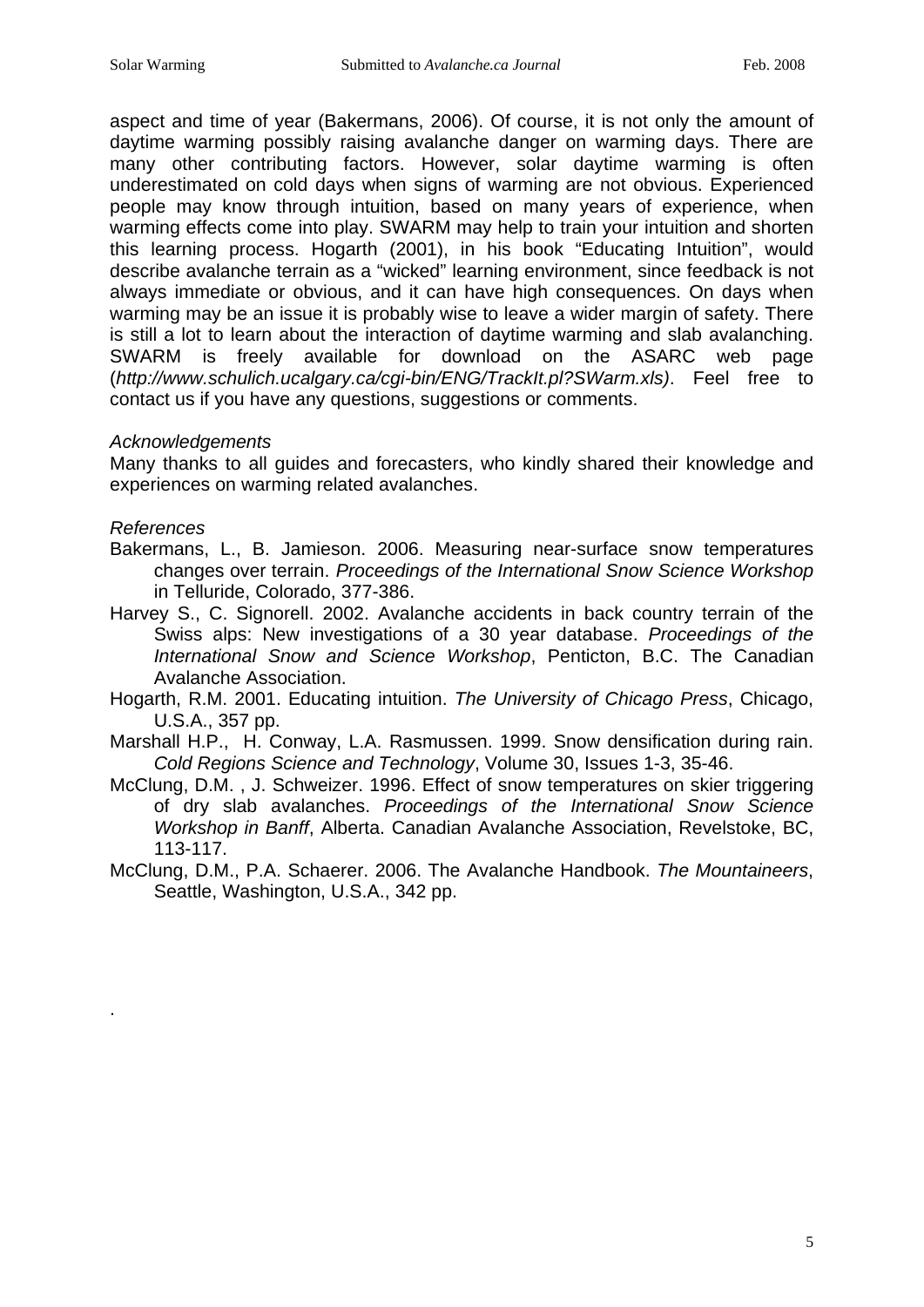aspect and time of year (Bakermans, 2006). Of course, it is not only the amount of daytime warming possibly raising avalanche danger on warming days. There are many other contributing factors. However, solar daytime warming is often underestimated on cold days when signs of warming are not obvious. Experienced people may know through intuition, based on many years of experience, when warming effects come into play. SWARM may help to train your intuition and shorten this learning process. Hogarth (2001), in his book "Educating Intuition", would describe avalanche terrain as a "wicked" learning environment, since feedback is not always immediate or obvious, and it can have high consequences. On days when warming may be an issue it is probably wise to leave a wider margin of safety. There is still a lot to learn about the interaction of daytime warming and slab avalanching. SWARM is freely available for download on the ASARC web page (*http://www.schulich.ucalgary.ca/cgi-bin/ENG/TrackIt.pl?SWarm.xls)*. Feel free to contact us if you have any questions, suggestions or comments.

*Acknowledgements*

Many thanks to all guides and forecasters, who kindly shared their knowledge and experiences on warming related avalanches.

*References*

Bakermans, L., B. Jamieson. 2006. Measuring near-surface snow temperatures changes over terrain. *Proceedings of the International Snow Science Workshop* in Telluride, Colorado, 377-386.

Harvey S., C. Signorell. 2002. Avalanche accidents in back country terrain of the Swiss alps: New investigations of a 30 year database. *Proceedings of the International Snow and Science Workshop*, Penticton, B.C. The Canadian Avalanche Association.

Hogarth, R.M. 2001. Educating intuition. *The University of Chicago Press*, Chicago, U.S.A., 357 pp.

Marshall H.P., H. Conway, L.A. Rasmussen. 1999. Snow densification during rain. *Cold Regions Science and Technology*, Volume 30, Issues 1-3, 35-46.

McClung, D.M. , J. Schweizer. 1996. Effect of snow temperatures on skier triggering of dry slab avalanches. *Proceedings of the International Snow Science Workshop in Banff*, Alberta. Canadian Avalanche Association, Revelstoke, BC, 113-117.

McClung, D.M., P.A. Schaerer. 2006. The Avalanche Handbook. *The Mountaineers*, Seattle, Washington, U.S.A., 342 pp.